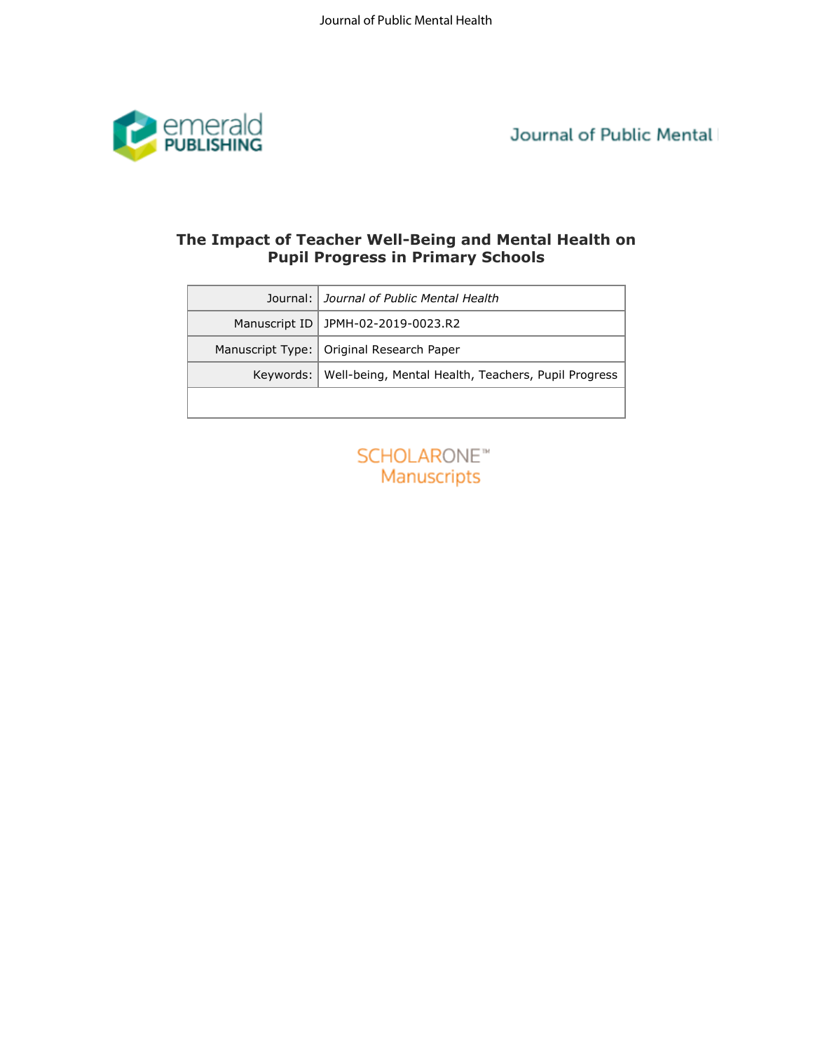# The Impact of Teacher Well-Being and Mental Health on Pupil Progress in Primary Schools

| Journal: | *Journal of Public Mental Health* |
|---|---|
| Manuscript ID | JPMH-02-2019-0023.R2 |
| Manuscript Type: | Original Research Paper |
| Keywords: | Well-being, Mental Health, Teachers, Pupil Progress |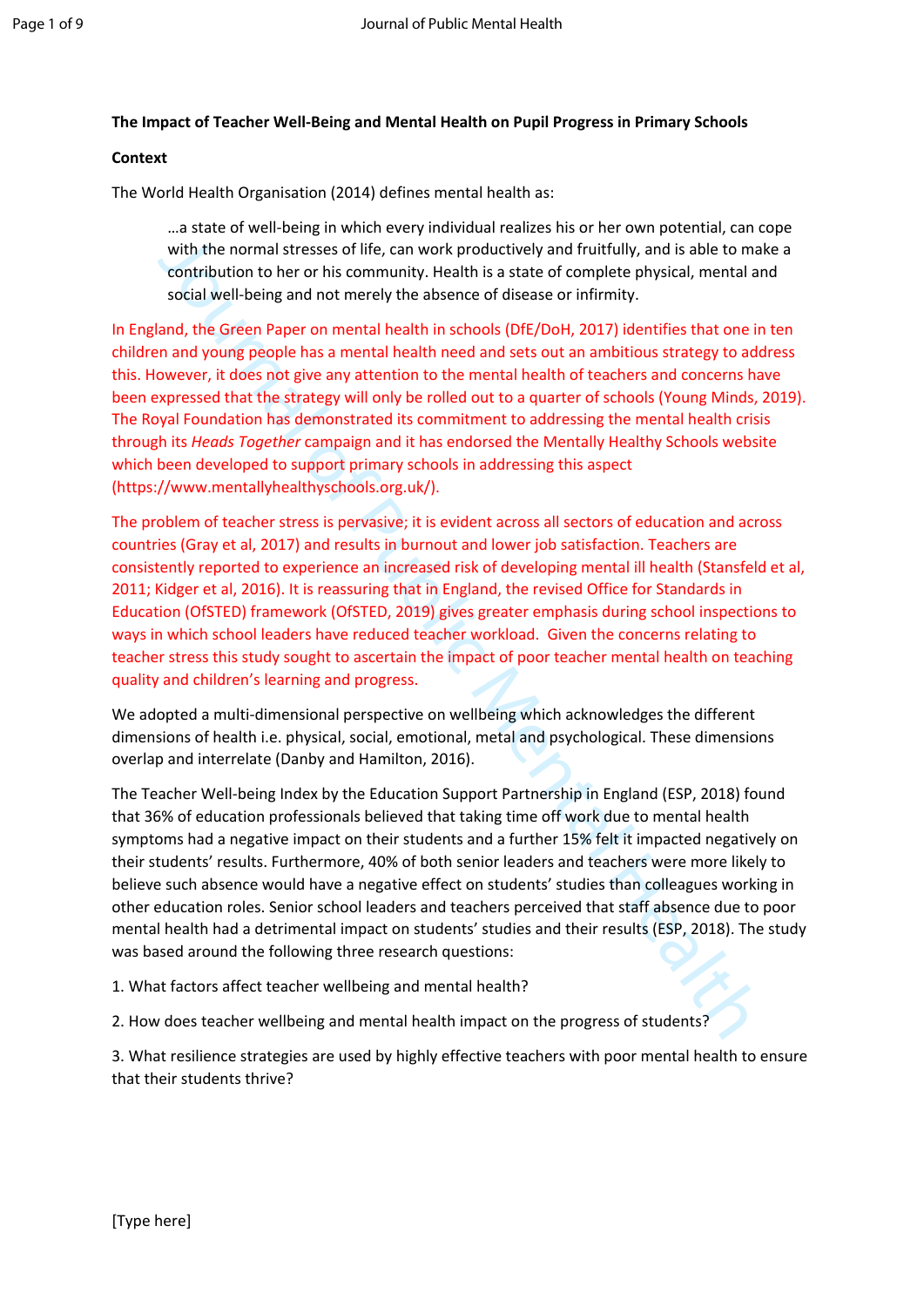**The Impact of Teacher Well-Being and Mental Health on Pupil Progress in Primary Schools**

**Context**

The World Health Organisation (2014) defines mental health as:

> …a state of well-being in which every individual realizes his or her own potential, can cope with the normal stresses of life, can work productively and fruitfully, and is able to make a contribution to her or his community. Health is a state of complete physical, mental and social well-being and not merely the absence of disease or infirmity.

In England, the Green Paper on mental health in schools (DfE/DoH, 2017) identifies that one in ten children and young people has a mental health need and sets out an ambitious strategy to address this. However, it does not give any attention to the mental health of teachers and concerns have been expressed that the strategy will only be rolled out to a quarter of schools (Young Minds, 2019). The Royal Foundation has demonstrated its commitment to addressing the mental health crisis through its *Heads Together* campaign and it has endorsed the Mentally Healthy Schools website which been developed to support primary schools in addressing this aspect (https://www.mentallyhealthyschools.org.uk/).

The problem of teacher stress is pervasive; it is evident across all sectors of education and across countries (Gray et al, 2017) and results in burnout and lower job satisfaction. Teachers are consistently reported to experience an increased risk of developing mental ill health (Stansfeld et al, 2011; Kidger et al, 2016). It is reassuring that in England, the revised Office for Standards in Education (OfSTED) framework (OfSTED, 2019) gives greater emphasis during school inspections to ways in which school leaders have reduced teacher workload. Given the concerns relating to teacher stress this study sought to ascertain the impact of poor teacher mental health on teaching quality and children's learning and progress.

We adopted a multi-dimensional perspective on wellbeing which acknowledges the different dimensions of health i.e. physical, social, emotional, metal and psychological. These dimensions overlap and interrelate (Danby and Hamilton, 2016).

The Teacher Well-being Index by the Education Support Partnership in England (ESP, 2018) found that 36% of education professionals believed that taking time off work due to mental health symptoms had a negative impact on their students and a further 15% felt it impacted negatively on their students' results. Furthermore, 40% of both senior leaders and teachers were more likely to believe such absence would have a negative effect on students' studies than colleagues working in other education roles. Senior school leaders and teachers perceived that staff absence due to poor mental health had a detrimental impact on students' studies and their results (ESP, 2018). The study was based around the following three research questions:

1. What factors affect teacher wellbeing and mental health?

2. How does teacher wellbeing and mental health impact on the progress of students?

3. What resilience strategies are used by highly effective teachers with poor mental health to ensure that their students thrive?

[Type here]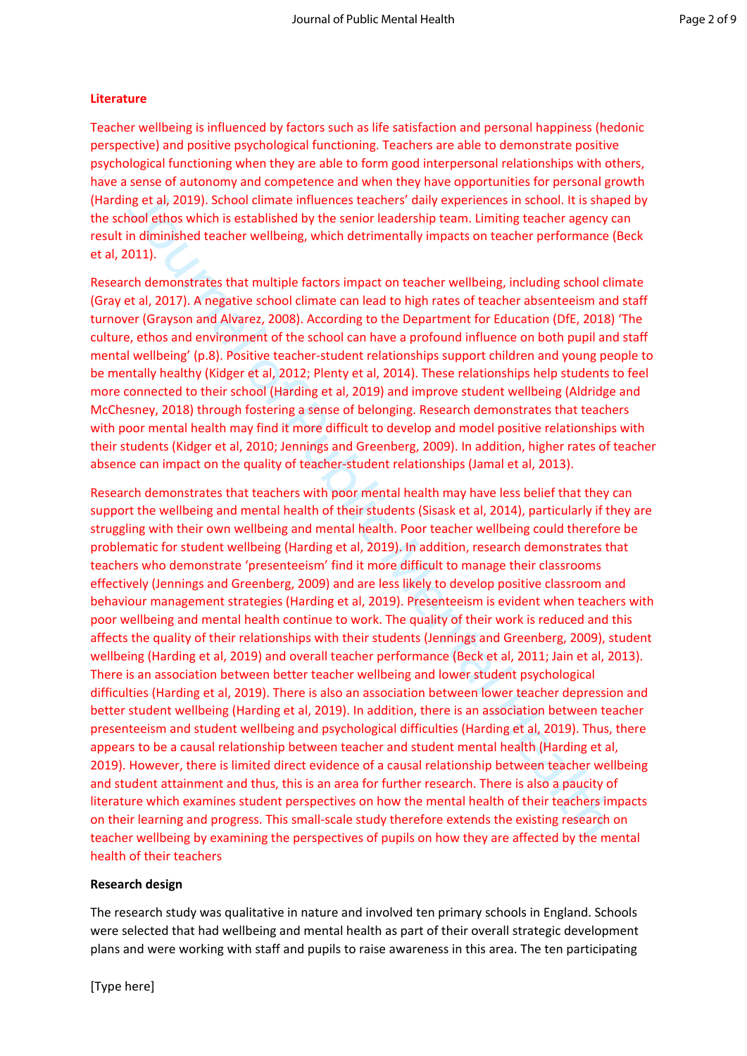## Literature

Teacher wellbeing is influenced by factors such as life satisfaction and personal happiness (hedonic perspective) and positive psychological functioning. Teachers are able to demonstrate positive psychological functioning when they are able to form good interpersonal relationships with others, have a sense of autonomy and competence and when they have opportunities for personal growth (Harding et al, 2019). School climate influences teachers' daily experiences in school. It is shaped by the school ethos which is established by the senior leadership team. Limiting teacher agency can result in diminished teacher wellbeing, which detrimentally impacts on teacher performance (Beck et al, 2011).

Research demonstrates that multiple factors impact on teacher wellbeing, including school climate (Gray et al, 2017). A negative school climate can lead to high rates of teacher absenteeism and staff turnover (Grayson and Alvarez, 2008). According to the Department for Education (DfE, 2018) 'The culture, ethos and environment of the school can have a profound influence on both pupil and staff mental wellbeing' (p.8). Positive teacher-student relationships support children and young people to be mentally healthy (Kidger et al, 2012; Plenty et al, 2014). These relationships help students to feel more connected to their school (Harding et al, 2019) and improve student wellbeing (Aldridge and McChesney, 2018) through fostering a sense of belonging. Research demonstrates that teachers with poor mental health may find it more difficult to develop and model positive relationships with their students (Kidger et al, 2010; Jennings and Greenberg, 2009). In addition, higher rates of teacher absence can impact on the quality of teacher-student relationships (Jamal et al, 2013).

Research demonstrates that teachers with poor mental health may have less belief that they can support the wellbeing and mental health of their students (Sisask et al, 2014), particularly if they are struggling with their own wellbeing and mental health. Poor teacher wellbeing could therefore be problematic for student wellbeing (Harding et al, 2019). In addition, research demonstrates that teachers who demonstrate 'presenteeism' find it more difficult to manage their classrooms effectively (Jennings and Greenberg, 2009) and are less likely to develop positive classroom and behaviour management strategies (Harding et al, 2019). Presenteeism is evident when teachers with poor wellbeing and mental health continue to work. The quality of their work is reduced and this affects the quality of their relationships with their students (Jennings and Greenberg, 2009), student wellbeing (Harding et al, 2019) and overall teacher performance (Beck et al, 2011; Jain et al, 2013). There is an association between better teacher wellbeing and lower student psychological difficulties (Harding et al, 2019). There is also an association between lower teacher depression and better student wellbeing (Harding et al, 2019). In addition, there is an association between teacher presenteeism and student wellbeing and psychological difficulties (Harding et al, 2019). Thus, there appears to be a causal relationship between teacher and student mental health (Harding et al, 2019). However, there is limited direct evidence of a causal relationship between teacher wellbeing and student attainment and thus, this is an area for further research. There is also a paucity of literature which examines student perspectives on how the mental health of their teachers impacts on their learning and progress. This small-scale study therefore extends the existing research on teacher wellbeing by examining the perspectives of pupils on how they are affected by the mental health of their teachers

## Research design

The research study was qualitative in nature and involved ten primary schools in England. Schools were selected that had wellbeing and mental health as part of their overall strategic development plans and were working with staff and pupils to raise awareness in this area. The ten participating

[Type here]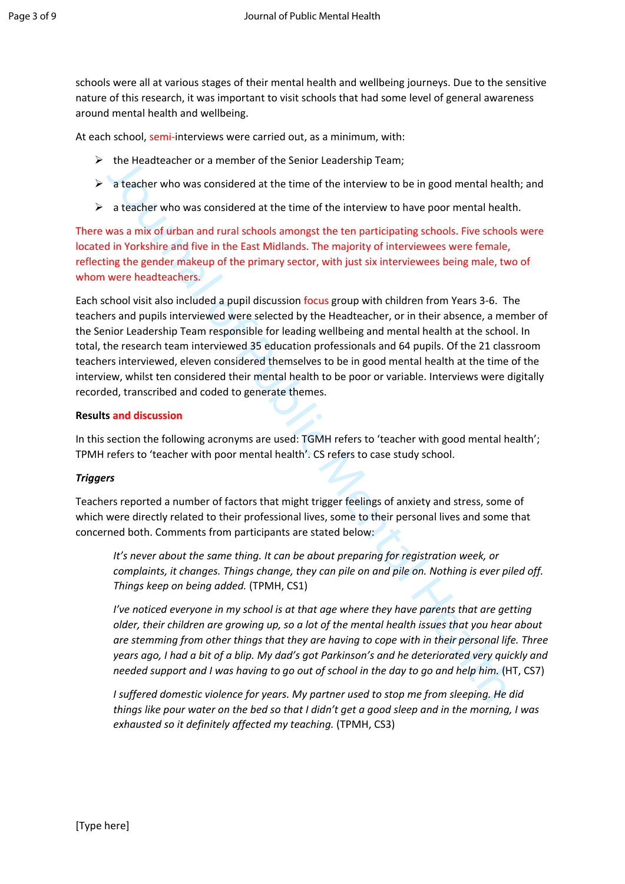schools were all at various stages of their mental health and wellbeing journeys. Due to the sensitive nature of this research, it was important to visit schools that had some level of general awareness around mental health and wellbeing.

At each school, semi-interviews were carried out, as a minimum, with:

- the Headteacher or a member of the Senior Leadership Team;
- a teacher who was considered at the time of the interview to be in good mental health; and
- a teacher who was considered at the time of the interview to have poor mental health.

There was a mix of urban and rural schools amongst the ten participating schools. Five schools were located in Yorkshire and five in the East Midlands. The majority of interviewees were female, reflecting the gender makeup of the primary sector, with just six interviewees being male, two of whom were headteachers.

Each school visit also included a pupil discussion focus group with children from Years 3-6. The teachers and pupils interviewed were selected by the Headteacher, or in their absence, a member of the Senior Leadership Team responsible for leading wellbeing and mental health at the school. In total, the research team interviewed 35 education professionals and 64 pupils. Of the 21 classroom teachers interviewed, eleven considered themselves to be in good mental health at the time of the interview, whilst ten considered their mental health to be poor or variable. Interviews were digitally recorded, transcribed and coded to generate themes.

**Results and discussion**

In this section the following acronyms are used: TGMH refers to 'teacher with good mental health'; TPMH refers to 'teacher with poor mental health'. CS refers to case study school.

***Triggers***

Teachers reported a number of factors that might trigger feelings of anxiety and stress, some of which were directly related to their professional lives, some to their personal lives and some that concerned both. Comments from participants are stated below:

> *It's never about the same thing. It can be about preparing for registration week, or complaints, it changes. Things change, they can pile on and pile on. Nothing is ever piled off. Things keep on being added.* (TPMH, CS1)

> *I've noticed everyone in my school is at that age where they have parents that are getting older, their children are growing up, so a lot of the mental health issues that you hear about are stemming from other things that they are having to cope with in their personal life. Three years ago, I had a bit of a blip. My dad's got Parkinson's and he deteriorated very quickly and needed support and I was having to go out of school in the day to go and help him.* (HT, CS7)

> *I suffered domestic violence for years. My partner used to stop me from sleeping. He did things like pour water on the bed so that I didn't get a good sleep and in the morning, I was exhausted so it definitely affected my teaching.* (TPMH, CS3)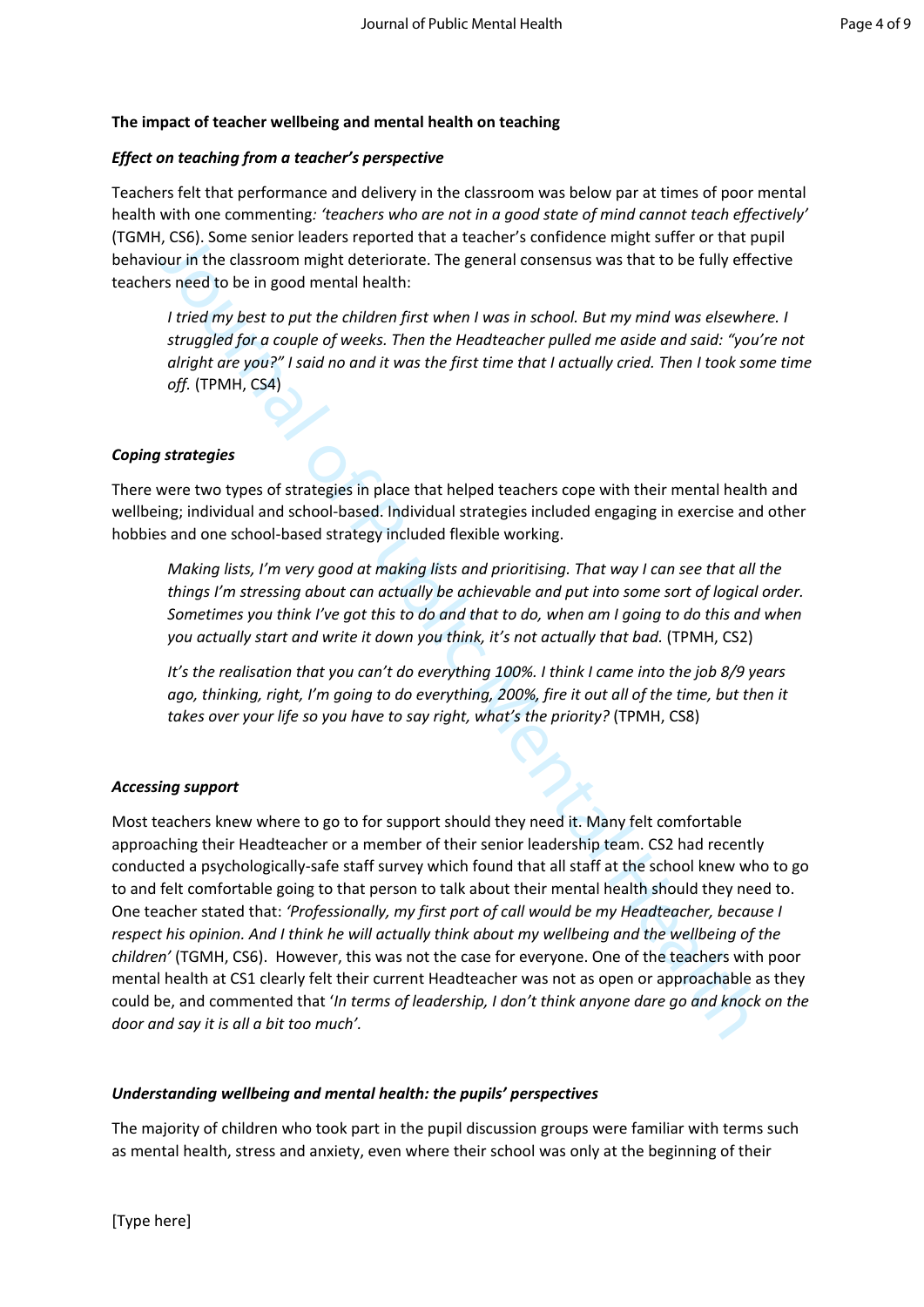**The impact of teacher wellbeing and mental health on teaching**

***Effect on teaching from a teacher's perspective***

Teachers felt that performance and delivery in the classroom was below par at times of poor mental health with one commenting*: 'teachers who are not in a good state of mind cannot teach effectively'* (TGMH, CS6). Some senior leaders reported that a teacher's confidence might suffer or that pupil behaviour in the classroom might deteriorate. The general consensus was that to be fully effective teachers need to be in good mental health:

> *I tried my best to put the children first when I was in school. But my mind was elsewhere. I struggled for a couple of weeks. Then the Headteacher pulled me aside and said: "you're not alright are you?" I said no and it was the first time that I actually cried. Then I took some time off.* (TPMH, CS4)

***Coping strategies***

There were two types of strategies in place that helped teachers cope with their mental health and wellbeing; individual and school-based. Individual strategies included engaging in exercise and other hobbies and one school-based strategy included flexible working.

> *Making lists, I'm very good at making lists and prioritising. That way I can see that all the things I'm stressing about can actually be achievable and put into some sort of logical order. Sometimes you think I've got this to do and that to do, when am I going to do this and when you actually start and write it down you think, it's not actually that bad.* (TPMH, CS2)

> *It's the realisation that you can't do everything 100%. I think I came into the job 8/9 years ago, thinking, right, I'm going to do everything, 200%, fire it out all of the time, but then it takes over your life so you have to say right, what's the priority?* (TPMH, CS8)

***Accessing support***

Most teachers knew where to go to for support should they need it. Many felt comfortable approaching their Headteacher or a member of their senior leadership team. CS2 had recently conducted a psychologically-safe staff survey which found that all staff at the school knew who to go to and felt comfortable going to that person to talk about their mental health should they need to. One teacher stated that: *'Professionally, my first port of call would be my Headteacher, because I respect his opinion. And I think he will actually think about my wellbeing and the wellbeing of the children'* (TGMH, CS6). However, this was not the case for everyone. One of the teachers with poor mental health at CS1 clearly felt their current Headteacher was not as open or approachable as they could be, and commented that '*In terms of leadership, I don't think anyone dare go and knock on the door and say it is all a bit too much'*.

***Understanding wellbeing and mental health: the pupils' perspectives***

The majority of children who took part in the pupil discussion groups were familiar with terms such as mental health, stress and anxiety, even where their school was only at the beginning of their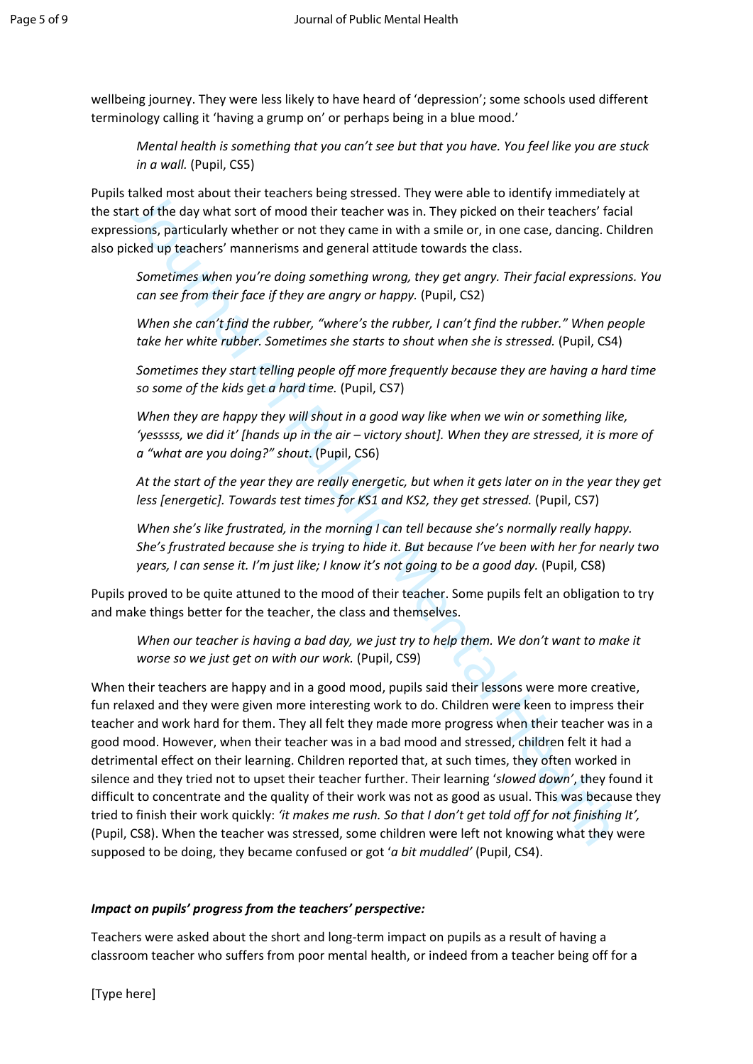wellbeing journey. They were less likely to have heard of 'depression'; some schools used different terminology calling it 'having a grump on' or perhaps being in a blue mood.'

> *Mental health is something that you can't see but that you have. You feel like you are stuck in a wall.* (Pupil, CS5)

Pupils talked most about their teachers being stressed. They were able to identify immediately at the start of the day what sort of mood their teacher was in. They picked on their teachers' facial expressions, particularly whether or not they came in with a smile or, in one case, dancing. Children also picked up teachers' mannerisms and general attitude towards the class.

> *Sometimes when you're doing something wrong, they get angry. Their facial expressions. You can see from their face if they are angry or happy.* (Pupil, CS2)

> *When she can't find the rubber, "where's the rubber, I can't find the rubber." When people take her white rubber. Sometimes she starts to shout when she is stressed.* (Pupil, CS4)

> *Sometimes they start telling people off more frequently because they are having a hard time so some of the kids get a hard time.* (Pupil, CS7)

> *When they are happy they will shout in a good way like when we win or something like, 'yesssss, we did it' [hands up in the air – victory shout]. When they are stressed, it is more of a "what are you doing?" shout.* (Pupil, CS6)

> *At the start of the year they are really energetic, but when it gets later on in the year they get less [energetic]. Towards test times for KS1 and KS2, they get stressed.* (Pupil, CS7)

> *When she's like frustrated, in the morning I can tell because she's normally really happy. She's frustrated because she is trying to hide it. But because I've been with her for nearly two years, I can sense it. I'm just like; I know it's not going to be a good day.* (Pupil, CS8)

Pupils proved to be quite attuned to the mood of their teacher. Some pupils felt an obligation to try and make things better for the teacher, the class and themselves.

> *When our teacher is having a bad day, we just try to help them. We don't want to make it worse so we just get on with our work.* (Pupil, CS9)

When their teachers are happy and in a good mood, pupils said their lessons were more creative, fun relaxed and they were given more interesting work to do. Children were keen to impress their teacher and work hard for them. They all felt they made more progress when their teacher was in a good mood. However, when their teacher was in a bad mood and stressed, children felt it had a detrimental effect on their learning. Children reported that, at such times, they often worked in silence and they tried not to upset their teacher further. Their learning '*slowed down*', they found it difficult to concentrate and the quality of their work was not as good as usual. This was because they tried to finish their work quickly: *'it makes me rush. So that I don't get told off for not finishing It',* (Pupil, CS8). When the teacher was stressed, some children were left not knowing what they were supposed to be doing, they became confused or got '*a bit muddled*' (Pupil, CS4).

***Impact on pupils' progress from the teachers' perspective:***

Teachers were asked about the short and long-term impact on pupils as a result of having a classroom teacher who suffers from poor mental health, or indeed from a teacher being off for a

[Type here]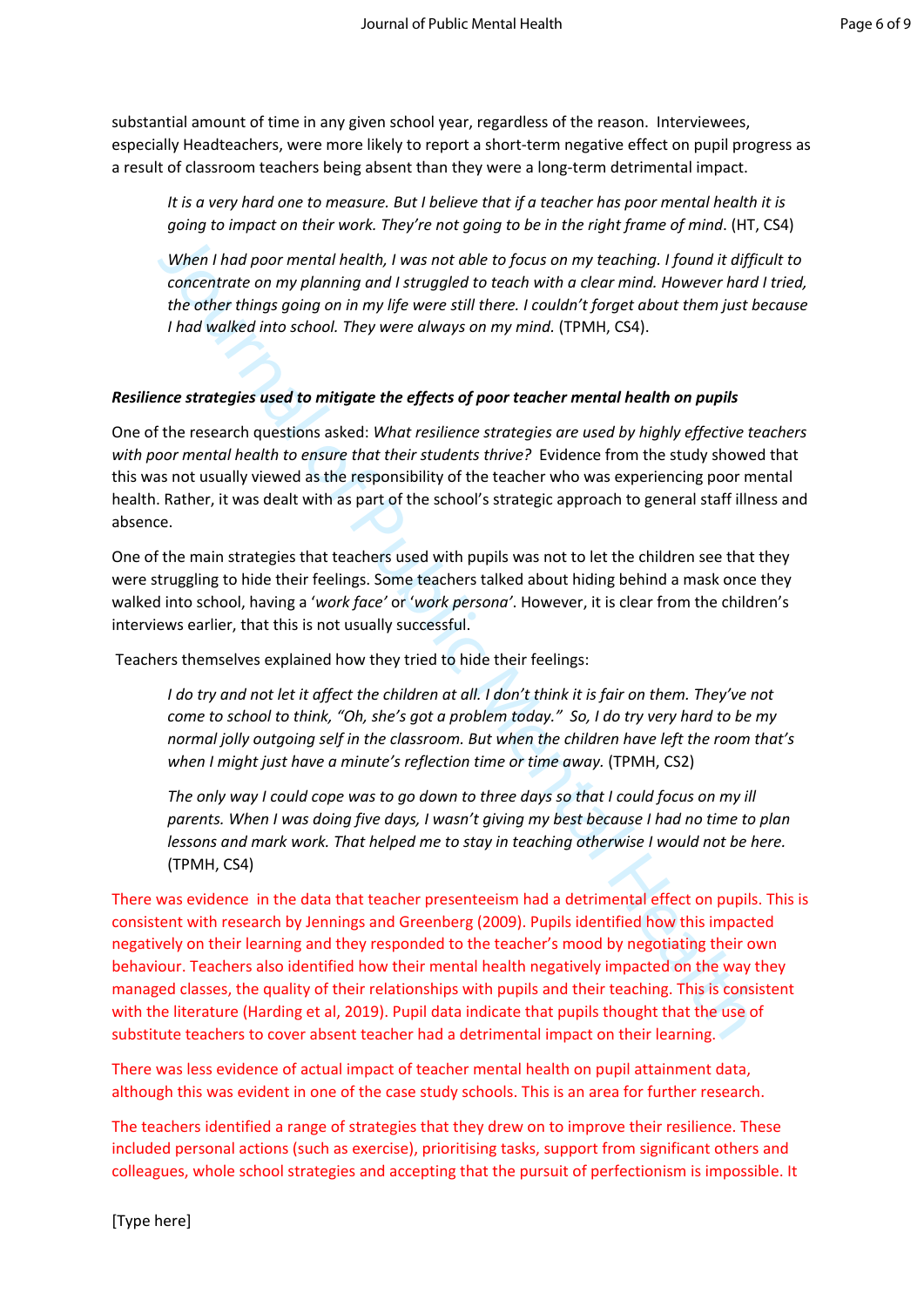substantial amount of time in any given school year, regardless of the reason.  Interviewees, especially Headteachers, were more likely to report a short-term negative effect on pupil progress as a result of classroom teachers being absent than they were a long-term detrimental impact.

> *It is a very hard one to measure. But I believe that if a teacher has poor mental health it is going to impact on their work. They're not going to be in the right frame of mind*. (HT, CS4)

> *When I had poor mental health, I was not able to focus on my teaching. I found it difficult to concentrate on my planning and I struggled to teach with a clear mind. However hard I tried, the other things going on in my life were still there. I couldn't forget about them just because I had walked into school. They were always on my mind.* (TPMH, CS4).

***Resilience strategies used to mitigate the effects of poor teacher mental health on pupils***

One of the research questions asked: *What resilience strategies are used by highly effective teachers with poor mental health to ensure that their students thrive?*  Evidence from the study showed that this was not usually viewed as the responsibility of the teacher who was experiencing poor mental health. Rather, it was dealt with as part of the school's strategic approach to general staff illness and absence.

One of the main strategies that teachers used with pupils was not to let the children see that they were struggling to hide their feelings. Some teachers talked about hiding behind a mask once they walked into school, having a '*work face*' or '*work persona*'. However, it is clear from the children's interviews earlier, that this is not usually successful.

Teachers themselves explained how they tried to hide their feelings:

> *I do try and not let it affect the children at all. I don't think it is fair on them. They've not come to school to think, "Oh, she's got a problem today."  So, I do try very hard to be my normal jolly outgoing self in the classroom. But when the children have left the room that's when I might just have a minute's reflection time or time away.* (TPMH, CS2)

> *The only way I could cope was to go down to three days so that I could focus on my ill parents. When I was doing five days, I wasn't giving my best because I had no time to plan lessons and mark work. That helped me to stay in teaching otherwise I would not be here.* (TPMH, CS4)

There was evidence  in the data that teacher presenteeism had a detrimental effect on pupils. This is consistent with research by Jennings and Greenberg (2009). Pupils identified how this impacted negatively on their learning and they responded to the teacher's mood by negotiating their own behaviour. Teachers also identified how their mental health negatively impacted on the way they managed classes, the quality of their relationships with pupils and their teaching. This is consistent with the literature (Harding et al, 2019). Pupil data indicate that pupils thought that the use of substitute teachers to cover absent teacher had a detrimental impact on their learning.

There was less evidence of actual impact of teacher mental health on pupil attainment data, although this was evident in one of the case study schools. This is an area for further research.

The teachers identified a range of strategies that they drew on to improve their resilience. These included personal actions (such as exercise), prioritising tasks, support from significant others and colleagues, whole school strategies and accepting that the pursuit of perfectionism is impossible. It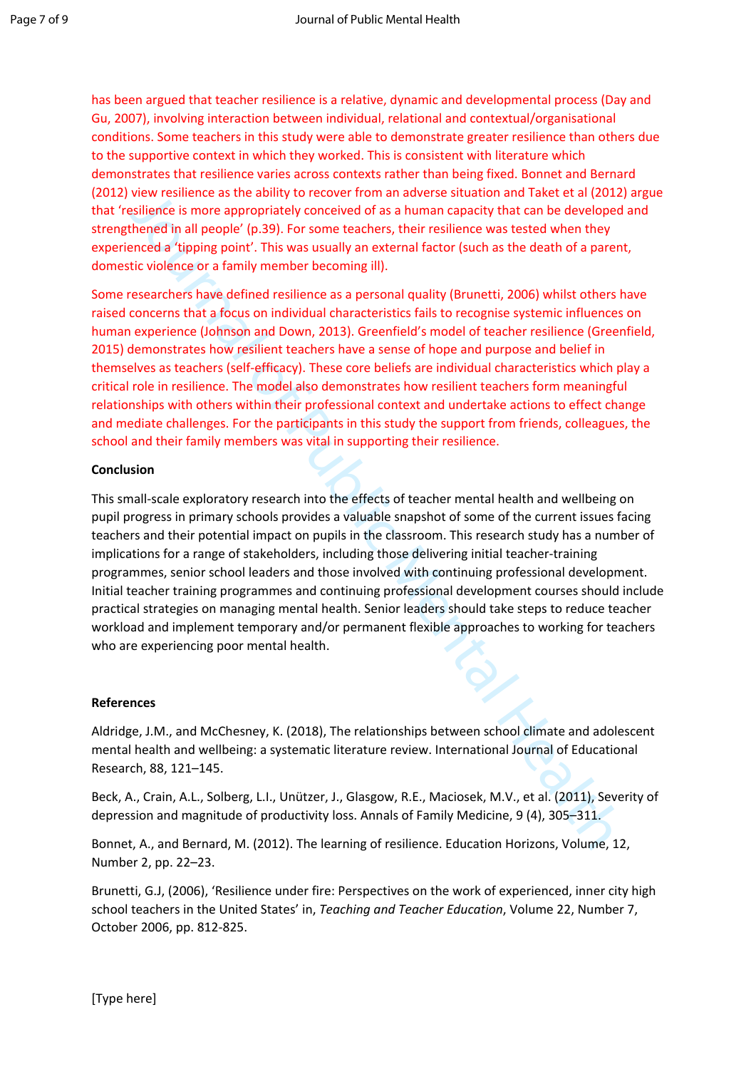has been argued that teacher resilience is a relative, dynamic and developmental process (Day and Gu, 2007), involving interaction between individual, relational and contextual/organisational conditions. Some teachers in this study were able to demonstrate greater resilience than others due to the supportive context in which they worked. This is consistent with literature which demonstrates that resilience varies across contexts rather than being fixed. Bonnet and Bernard (2012) view resilience as the ability to recover from an adverse situation and Taket et al (2012) argue that 'resilience is more appropriately conceived of as a human capacity that can be developed and strengthened in all people' (p.39). For some teachers, their resilience was tested when they experienced a 'tipping point'. This was usually an external factor (such as the death of a parent, domestic violence or a family member becoming ill).

Some researchers have defined resilience as a personal quality (Brunetti, 2006) whilst others have raised concerns that a focus on individual characteristics fails to recognise systemic influences on human experience (Johnson and Down, 2013). Greenfield's model of teacher resilience (Greenfield, 2015) demonstrates how resilient teachers have a sense of hope and purpose and belief in themselves as teachers (self-efficacy). These core beliefs are individual characteristics which play a critical role in resilience. The model also demonstrates how resilient teachers form meaningful relationships with others within their professional context and undertake actions to effect change and mediate challenges. For the participants in this study the support from friends, colleagues, the school and their family members was vital in supporting their resilience.

**Conclusion**

This small-scale exploratory research into the effects of teacher mental health and wellbeing on pupil progress in primary schools provides a valuable snapshot of some of the current issues facing teachers and their potential impact on pupils in the classroom. This research study has a number of implications for a range of stakeholders, including those delivering initial teacher-training programmes, senior school leaders and those involved with continuing professional development. Initial teacher training programmes and continuing professional development courses should include practical strategies on managing mental health. Senior leaders should take steps to reduce teacher workload and implement temporary and/or permanent flexible approaches to working for teachers who are experiencing poor mental health.

**References**

Aldridge, J.M., and McChesney, K. (2018), The relationships between school climate and adolescent mental health and wellbeing: a systematic literature review. International Journal of Educational Research, 88, 121–145.

Beck, A., Crain, A.L., Solberg, L.I., Unützer, J., Glasgow, R.E., Maciosek, M.V., et al. (2011), Severity of depression and magnitude of productivity loss. Annals of Family Medicine, 9 (4), 305–311.

Bonnet, A., and Bernard, M. (2012). The learning of resilience. Education Horizons, Volume, 12, Number 2, pp. 22–23.

Brunetti, G.J, (2006), 'Resilience under fire: Perspectives on the work of experienced, inner city high school teachers in the United States' in, *Teaching and Teacher Education*, Volume 22, Number 7, October 2006, pp. 812-825.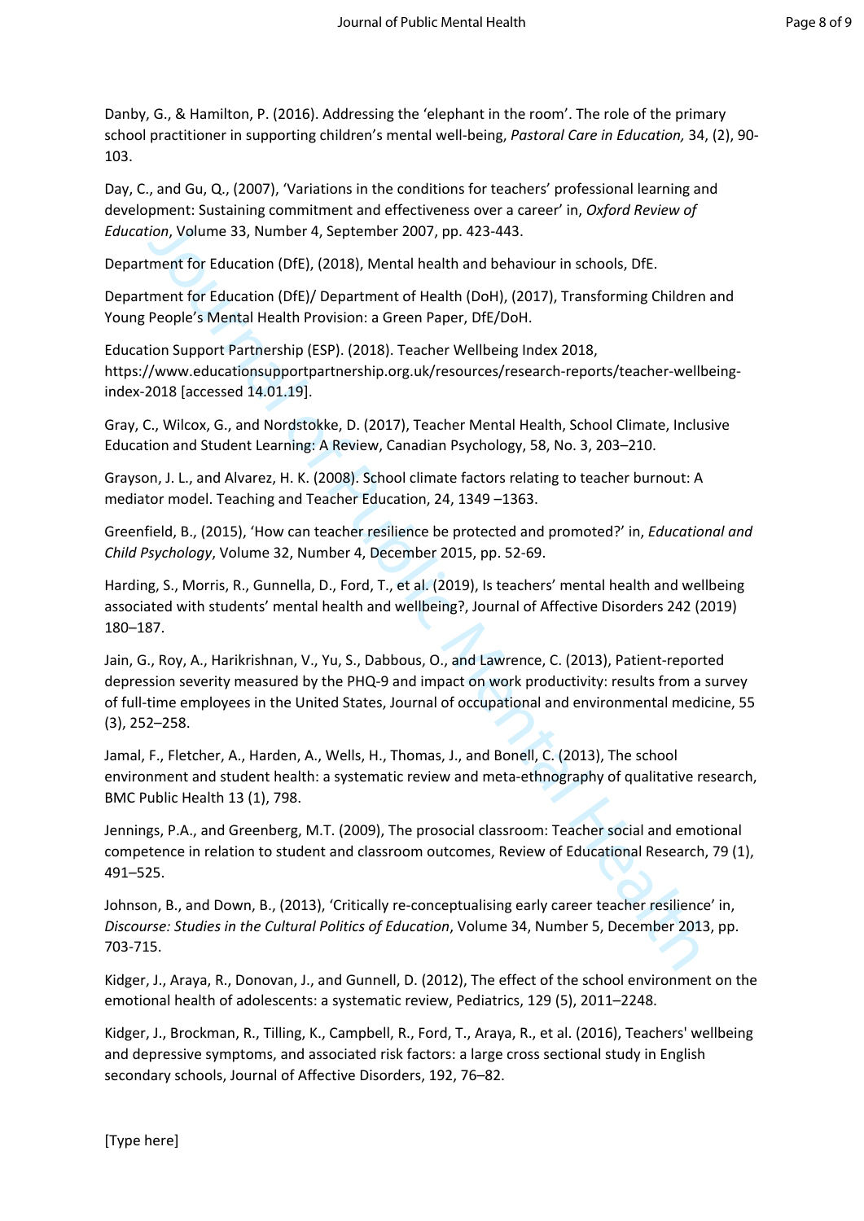Danby, G., & Hamilton, P. (2016). Addressing the 'elephant in the room'. The role of the primary school practitioner in supporting children's mental well-being, *Pastoral Care in Education,* 34, (2), 90-103.

Day, C., and Gu, Q., (2007), 'Variations in the conditions for teachers' professional learning and development: Sustaining commitment and effectiveness over a career' in, *Oxford Review of Education*, Volume 33, Number 4, September 2007, pp. 423-443.

Department for Education (DfE), (2018), Mental health and behaviour in schools, DfE.

Department for Education (DfE)/ Department of Health (DoH), (2017), Transforming Children and Young People's Mental Health Provision: a Green Paper, DfE/DoH.

Education Support Partnership (ESP). (2018). Teacher Wellbeing Index 2018, https://www.educationsupportpartnership.org.uk/resources/research-reports/teacher-wellbeing-index-2018 [accessed 14.01.19].

Gray, C., Wilcox, G., and Nordstokke, D. (2017), Teacher Mental Health, School Climate, Inclusive Education and Student Learning: A Review, Canadian Psychology, 58, No. 3, 203–210.

Grayson, J. L., and Alvarez, H. K. (2008). School climate factors relating to teacher burnout: A mediator model. Teaching and Teacher Education, 24, 1349 –1363.

Greenfield, B., (2015), 'How can teacher resilience be protected and promoted?' in, *Educational and Child Psychology*, Volume 32, Number 4, December 2015, pp. 52-69.

Harding, S., Morris, R., Gunnella, D., Ford, T., et al. (2019), Is teachers' mental health and wellbeing associated with students' mental health and wellbeing?, Journal of Affective Disorders 242 (2019) 180–187.

Jain, G., Roy, A., Harikrishnan, V., Yu, S., Dabbous, O., and Lawrence, C. (2013), Patient-reported depression severity measured by the PHQ-9 and impact on work productivity: results from a survey of full-time employees in the United States, Journal of occupational and environmental medicine, 55 (3), 252–258.

Jamal, F., Fletcher, A., Harden, A., Wells, H., Thomas, J., and Bonell, C. (2013), The school environment and student health: a systematic review and meta-ethnography of qualitative research, BMC Public Health 13 (1), 798.

Jennings, P.A., and Greenberg, M.T. (2009), The prosocial classroom: Teacher social and emotional competence in relation to student and classroom outcomes, Review of Educational Research, 79 (1), 491–525.

Johnson, B., and Down, B., (2013), 'Critically re-conceptualising early career teacher resilience' in, *Discourse: Studies in the Cultural Politics of Education*, Volume 34, Number 5, December 2013, pp. 703-715.

Kidger, J., Araya, R., Donovan, J., and Gunnell, D. (2012), The effect of the school environment on the emotional health of adolescents: a systematic review, Pediatrics, 129 (5), 2011–2248.

Kidger, J., Brockman, R., Tilling, K., Campbell, R., Ford, T., Araya, R., et al. (2016), Teachers' wellbeing and depressive symptoms, and associated risk factors: a large cross sectional study in English secondary schools, Journal of Affective Disorders, 192, 76–82.

[Type here]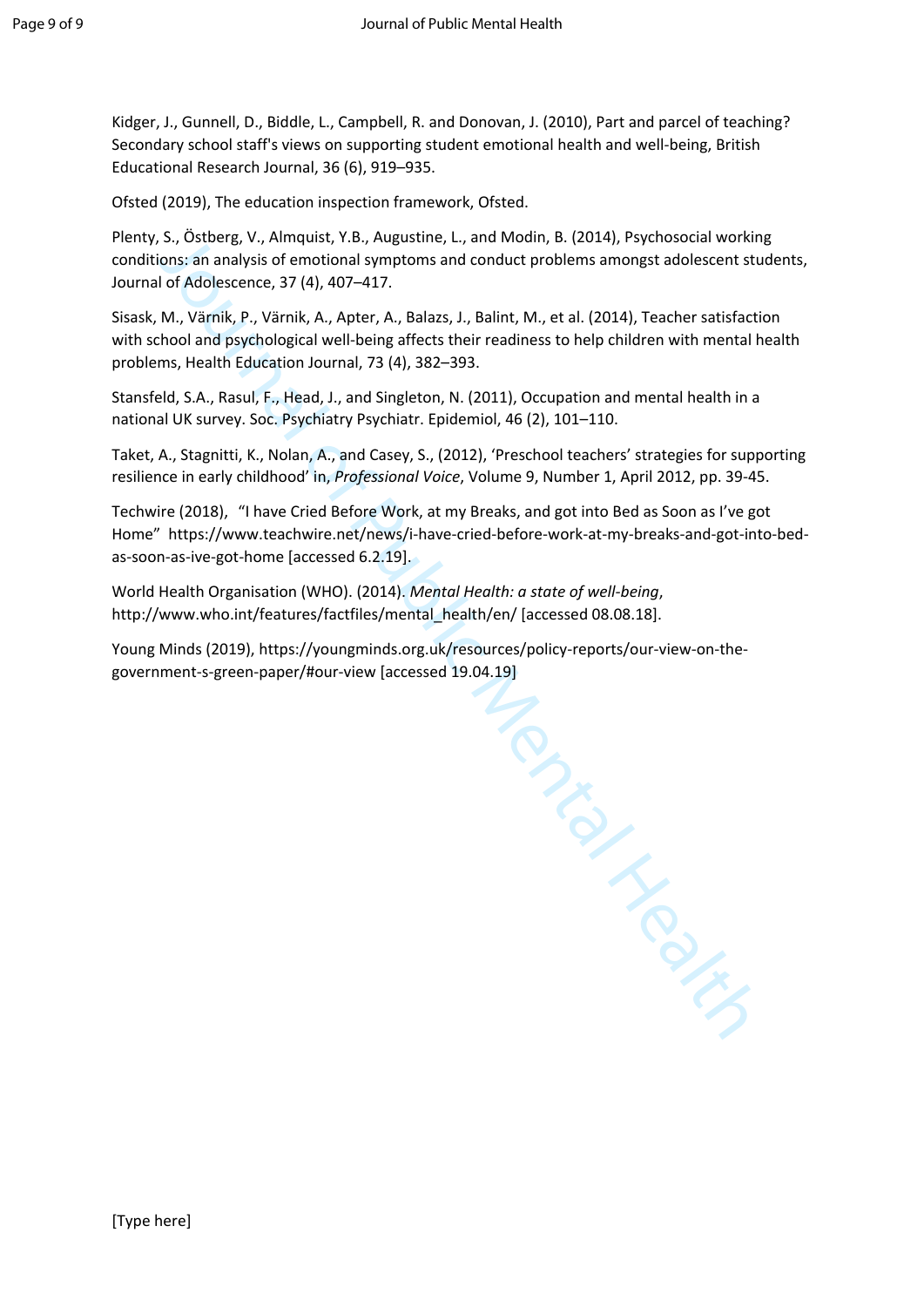Kidger, J., Gunnell, D., Biddle, L., Campbell, R. and Donovan, J. (2010), Part and parcel of teaching? Secondary school staff's views on supporting student emotional health and well-being, British Educational Research Journal, 36 (6), 919–935.

Ofsted (2019), The education inspection framework, Ofsted.

Plenty, S., Östberg, V., Almquist, Y.B., Augustine, L., and Modin, B. (2014), Psychosocial working conditions: an analysis of emotional symptoms and conduct problems amongst adolescent students, Journal of Adolescence, 37 (4), 407–417.

Sisask, M., Värnik, P., Värnik, A., Apter, A., Balazs, J., Balint, M., et al. (2014), Teacher satisfaction with school and psychological well-being affects their readiness to help children with mental health problems, Health Education Journal, 73 (4), 382–393.

Stansfeld, S.A., Rasul, F., Head, J., and Singleton, N. (2011), Occupation and mental health in a national UK survey. Soc. Psychiatry Psychiatr. Epidemiol, 46 (2), 101–110.

Taket, A., Stagnitti, K., Nolan, A., and Casey, S., (2012), 'Preschool teachers' strategies for supporting resilience in early childhood' in, *Professional Voice*, Volume 9, Number 1, April 2012, pp. 39-45.

Techwire (2018), "I have Cried Before Work, at my Breaks, and got into Bed as Soon as I've got Home" https://www.teachwire.net/news/i-have-cried-before-work-at-my-breaks-and-got-into-bed-as-soon-as-ive-got-home [accessed 6.2.19].

World Health Organisation (WHO). (2014). *Mental Health: a state of well-being*, http://www.who.int/features/factfiles/mental_health/en/ [accessed 08.08.18].

Young Minds (2019), https://youngminds.org.uk/resources/policy-reports/our-view-on-the-government-s-green-paper/#our-view [accessed 19.04.19]

[Type here]